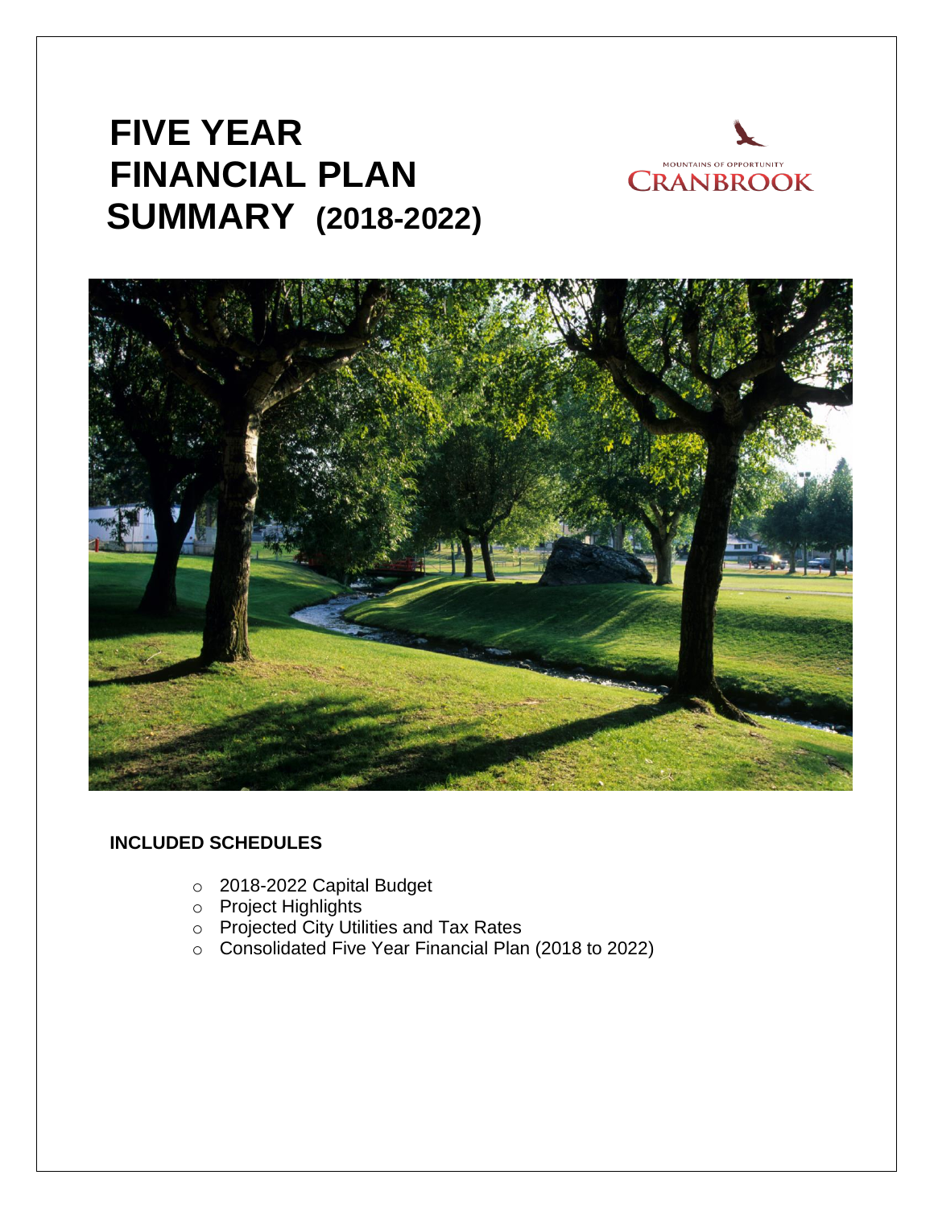# FIVE YEAR FINANCIAL PLAN SUMMARY (2018-2022)

MOUNTAINS OF OPPORTUNITY
CRANBROOK

**INCLUDED SCHEDULES**

- 2018-2022 Capital Budget
- Project Highlights
- Projected City Utilities and Tax Rates
- Consolidated Five Year Financial Plan (2018 to 2022)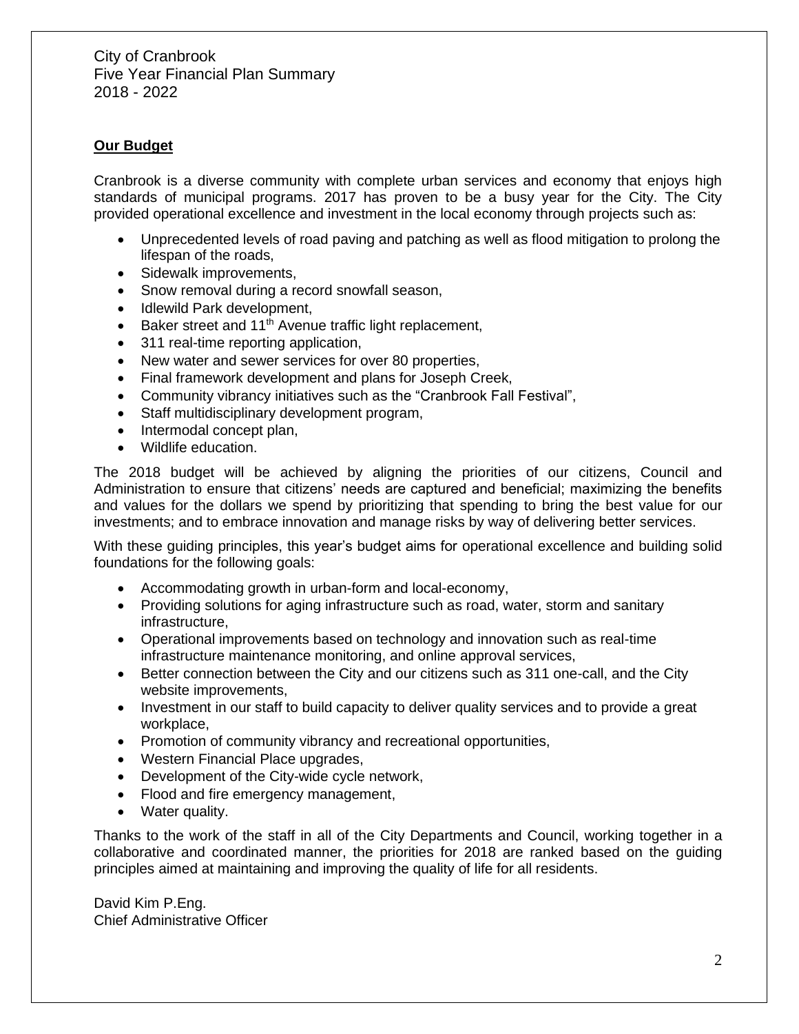City of Cranbrook
Five Year Financial Plan Summary
2018 - 2022

## **Our Budget**

Cranbrook is a diverse community with complete urban services and economy that enjoys high standards of municipal programs. 2017 has proven to be a busy year for the City. The City provided operational excellence and investment in the local economy through projects such as:

- Unprecedented levels of road paving and patching as well as flood mitigation to prolong the lifespan of the roads,
- Sidewalk improvements,
- Snow removal during a record snowfall season,
- Idlewild Park development,
- Baker street and 11th Avenue traffic light replacement,
- 311 real-time reporting application,
- New water and sewer services for over 80 properties,
- Final framework development and plans for Joseph Creek,
- Community vibrancy initiatives such as the "Cranbrook Fall Festival",
- Staff multidisciplinary development program,
- Intermodal concept plan,
- Wildlife education.

The 2018 budget will be achieved by aligning the priorities of our citizens, Council and Administration to ensure that citizens' needs are captured and beneficial; maximizing the benefits and values for the dollars we spend by prioritizing that spending to bring the best value for our investments; and to embrace innovation and manage risks by way of delivering better services.

With these guiding principles, this year's budget aims for operational excellence and building solid foundations for the following goals:

- Accommodating growth in urban-form and local-economy,
- Providing solutions for aging infrastructure such as road, water, storm and sanitary infrastructure,
- Operational improvements based on technology and innovation such as real-time infrastructure maintenance monitoring, and online approval services,
- Better connection between the City and our citizens such as 311 one-call, and the City website improvements,
- Investment in our staff to build capacity to deliver quality services and to provide a great workplace,
- Promotion of community vibrancy and recreational opportunities,
- Western Financial Place upgrades,
- Development of the City-wide cycle network,
- Flood and fire emergency management,
- Water quality.

Thanks to the work of the staff in all of the City Departments and Council, working together in a collaborative and coordinated manner, the priorities for 2018 are ranked based on the guiding principles aimed at maintaining and improving the quality of life for all residents.

David Kim P.Eng.
Chief Administrative Officer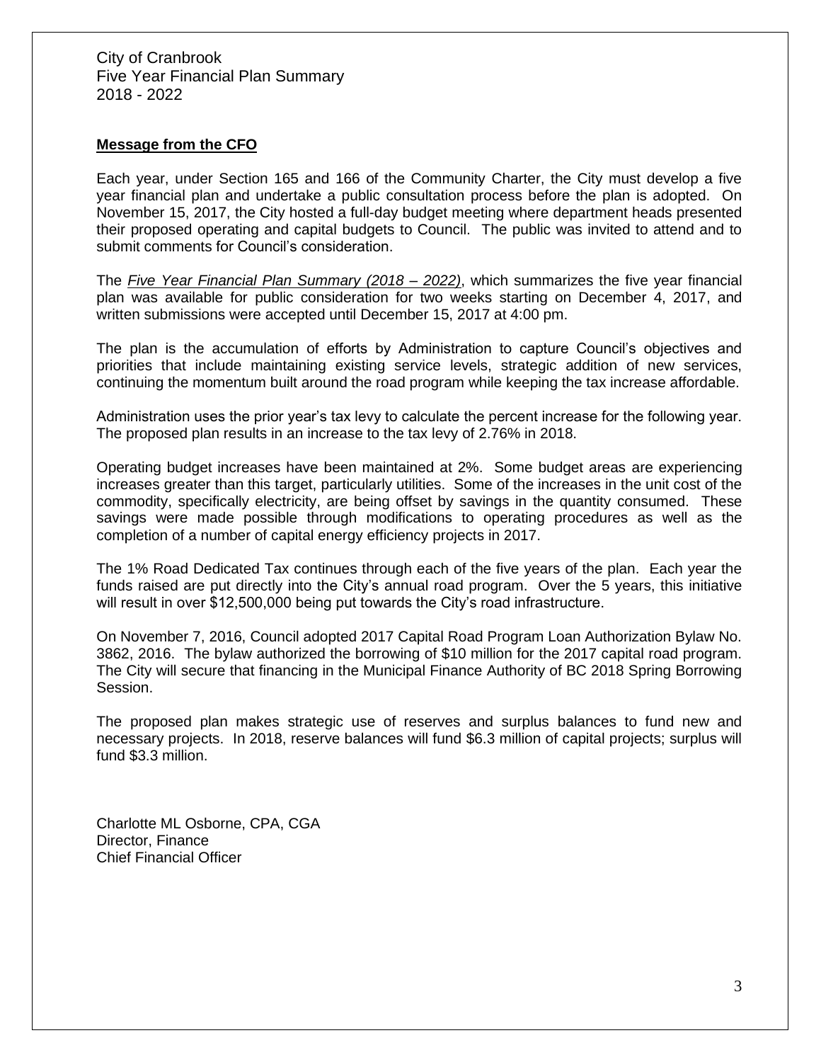City of Cranbrook
Five Year Financial Plan Summary
2018 - 2022

## Message from the CFO

Each year, under Section 165 and 166 of the Community Charter, the City must develop a five year financial plan and undertake a public consultation process before the plan is adopted. On November 15, 2017, the City hosted a full-day budget meeting where department heads presented their proposed operating and capital budgets to Council. The public was invited to attend and to submit comments for Council's consideration.

The *Five Year Financial Plan Summary (2018 – 2022)*, which summarizes the five year financial plan was available for public consideration for two weeks starting on December 4, 2017, and written submissions were accepted until December 15, 2017 at 4:00 pm.

The plan is the accumulation of efforts by Administration to capture Council's objectives and priorities that include maintaining existing service levels, strategic addition of new services, continuing the momentum built around the road program while keeping the tax increase affordable.

Administration uses the prior year's tax levy to calculate the percent increase for the following year. The proposed plan results in an increase to the tax levy of 2.76% in 2018.

Operating budget increases have been maintained at 2%. Some budget areas are experiencing increases greater than this target, particularly utilities. Some of the increases in the unit cost of the commodity, specifically electricity, are being offset by savings in the quantity consumed. These savings were made possible through modifications to operating procedures as well as the completion of a number of capital energy efficiency projects in 2017.

The 1% Road Dedicated Tax continues through each of the five years of the plan. Each year the funds raised are put directly into the City's annual road program. Over the 5 years, this initiative will result in over $12,500,000 being put towards the City's road infrastructure.

On November 7, 2016, Council adopted 2017 Capital Road Program Loan Authorization Bylaw No. 3862, 2016. The bylaw authorized the borrowing of $10 million for the 2017 capital road program. The City will secure that financing in the Municipal Finance Authority of BC 2018 Spring Borrowing Session.

The proposed plan makes strategic use of reserves and surplus balances to fund new and necessary projects. In 2018, reserve balances will fund $6.3 million of capital projects; surplus will fund $3.3 million.

Charlotte ML Osborne, CPA, CGA
Director, Finance
Chief Financial Officer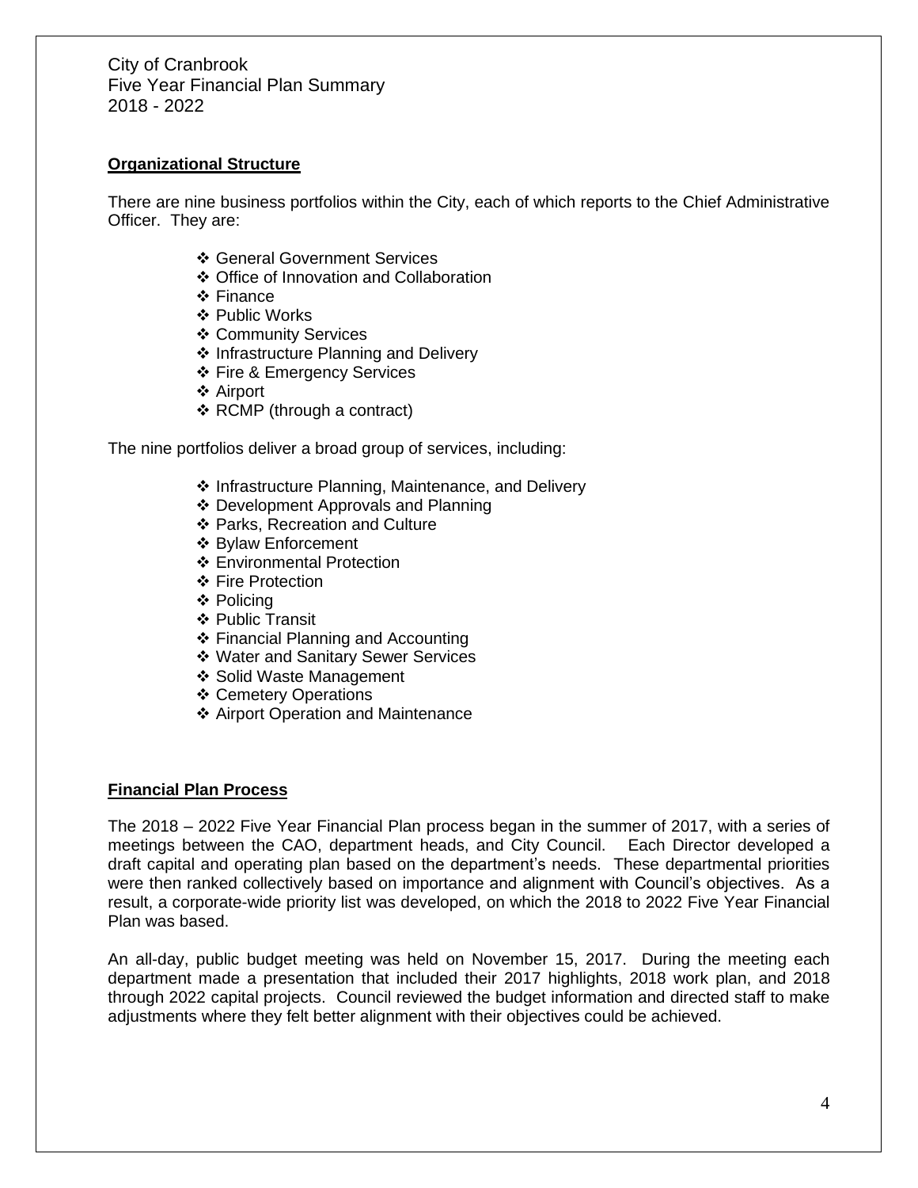City of Cranbrook
Five Year Financial Plan Summary
2018 - 2022

## Organizational Structure

There are nine business portfolios within the City, each of which reports to the Chief Administrative Officer. They are:

- General Government Services
- Office of Innovation and Collaboration
- Finance
- Public Works
- Community Services
- Infrastructure Planning and Delivery
- Fire & Emergency Services
- Airport
- RCMP (through a contract)

The nine portfolios deliver a broad group of services, including:

- Infrastructure Planning, Maintenance, and Delivery
- Development Approvals and Planning
- Parks, Recreation and Culture
- Bylaw Enforcement
- Environmental Protection
- Fire Protection
- Policing
- Public Transit
- Financial Planning and Accounting
- Water and Sanitary Sewer Services
- Solid Waste Management
- Cemetery Operations
- Airport Operation and Maintenance

## Financial Plan Process

The 2018 – 2022 Five Year Financial Plan process began in the summer of 2017, with a series of meetings between the CAO, department heads, and City Council. Each Director developed a draft capital and operating plan based on the department's needs. These departmental priorities were then ranked collectively based on importance and alignment with Council's objectives. As a result, a corporate-wide priority list was developed, on which the 2018 to 2022 Five Year Financial Plan was based.

An all-day, public budget meeting was held on November 15, 2017. During the meeting each department made a presentation that included their 2017 highlights, 2018 work plan, and 2018 through 2022 capital projects. Council reviewed the budget information and directed staff to make adjustments where they felt better alignment with their objectives could be achieved.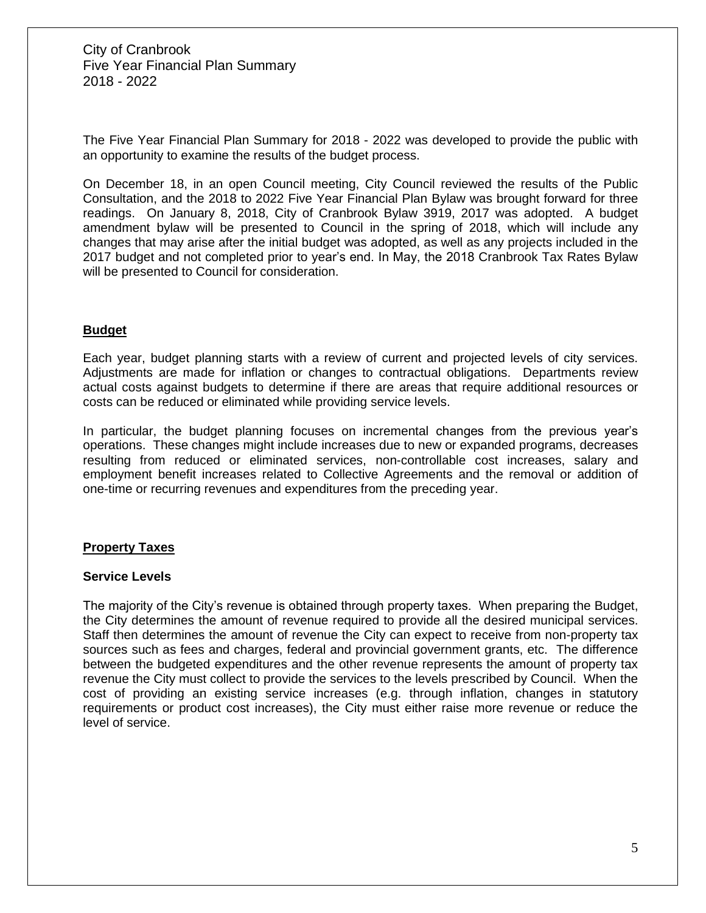City of Cranbrook
Five Year Financial Plan Summary
2018 - 2022

The Five Year Financial Plan Summary for 2018 - 2022 was developed to provide the public with an opportunity to examine the results of the budget process.

On December 18, in an open Council meeting, City Council reviewed the results of the Public Consultation, and the 2018 to 2022 Five Year Financial Plan Bylaw was brought forward for three readings. On January 8, 2018, City of Cranbrook Bylaw 3919, 2017 was adopted. A budget amendment bylaw will be presented to Council in the spring of 2018, which will include any changes that may arise after the initial budget was adopted, as well as any projects included in the 2017 budget and not completed prior to year's end. In May, the 2018 Cranbrook Tax Rates Bylaw will be presented to Council for consideration.

## Budget

Each year, budget planning starts with a review of current and projected levels of city services. Adjustments are made for inflation or changes to contractual obligations. Departments review actual costs against budgets to determine if there are areas that require additional resources or costs can be reduced or eliminated while providing service levels.

In particular, the budget planning focuses on incremental changes from the previous year's operations. These changes might include increases due to new or expanded programs, decreases resulting from reduced or eliminated services, non-controllable cost increases, salary and employment benefit increases related to Collective Agreements and the removal or addition of one-time or recurring revenues and expenditures from the preceding year.

## Property Taxes

### Service Levels

The majority of the City's revenue is obtained through property taxes. When preparing the Budget, the City determines the amount of revenue required to provide all the desired municipal services. Staff then determines the amount of revenue the City can expect to receive from non-property tax sources such as fees and charges, federal and provincial government grants, etc. The difference between the budgeted expenditures and the other revenue represents the amount of property tax revenue the City must collect to provide the services to the levels prescribed by Council. When the cost of providing an existing service increases (e.g. through inflation, changes in statutory requirements or product cost increases), the City must either raise more revenue or reduce the level of service.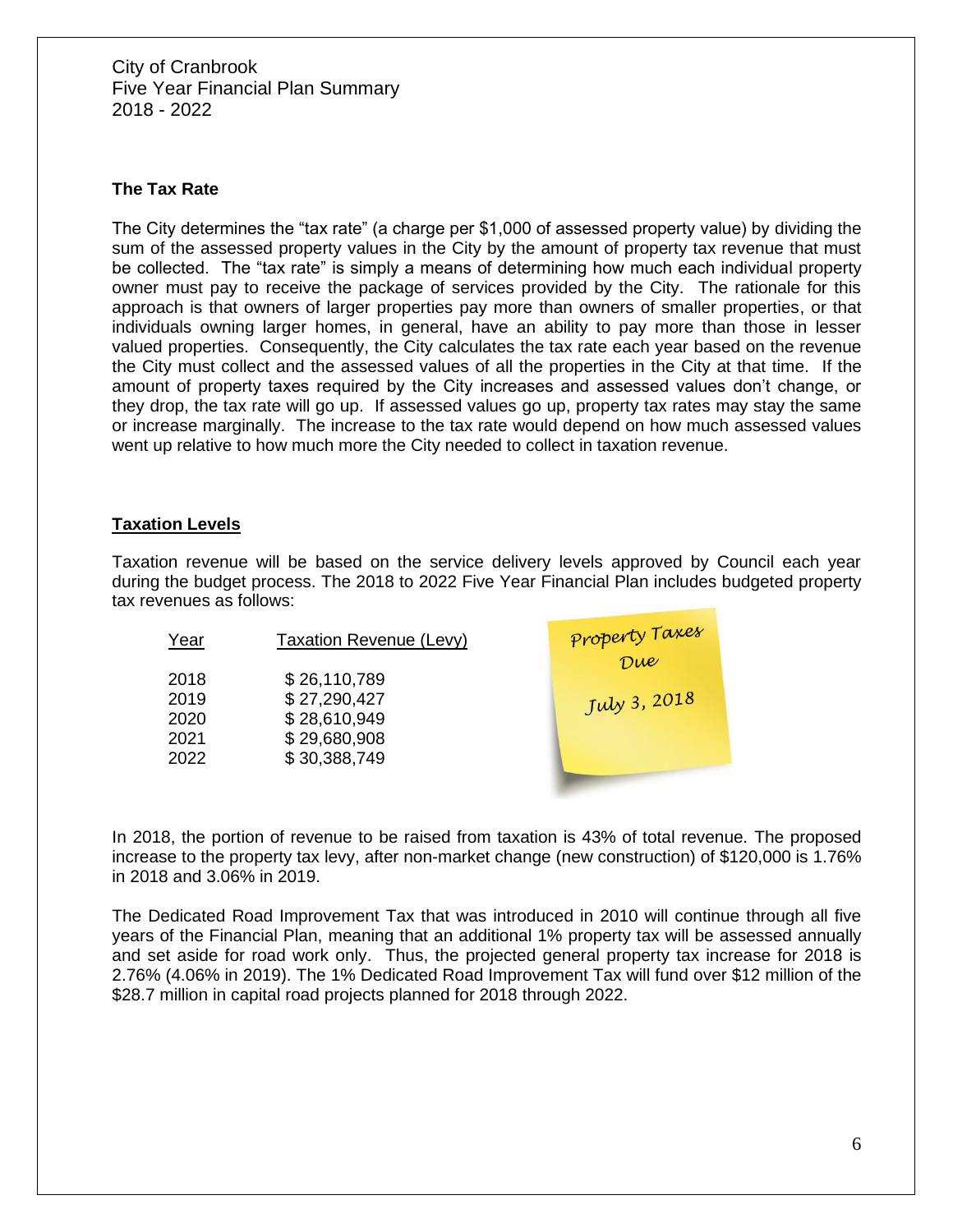City of Cranbrook
Five Year Financial Plan Summary
2018 - 2022

**The Tax Rate**

The City determines the "tax rate" (a charge per $1,000 of assessed property value) by dividing the sum of the assessed property values in the City by the amount of property tax revenue that must be collected. The "tax rate" is simply a means of determining how much each individual property owner must pay to receive the package of services provided by the City. The rationale for this approach is that owners of larger properties pay more than owners of smaller properties, or that individuals owning larger homes, in general, have an ability to pay more than those in lesser valued properties. Consequently, the City calculates the tax rate each year based on the revenue the City must collect and the assessed values of all the properties in the City at that time. If the amount of property taxes required by the City increases and assessed values don't change, or they drop, the tax rate will go up. If assessed values go up, property tax rates may stay the same or increase marginally. The increase to the tax rate would depend on how much assessed values went up relative to how much more the City needed to collect in taxation revenue.

## Taxation Levels

Taxation revenue will be based on the service delivery levels approved by Council each year during the budget process. The 2018 to 2022 Five Year Financial Plan includes budgeted property tax revenues as follows:

| Year | Taxation Revenue (Levy) |
|---|---|
| 2018 | $ 26,110,789 |
| 2019 | $ 27,290,427 |
| 2020 | $ 28,610,949 |
| 2021 | $ 29,680,908 |
| 2022 | $ 30,388,749 |

Property Taxes Due
July 3, 2018

In 2018, the portion of revenue to be raised from taxation is 43% of total revenue. The proposed increase to the property tax levy, after non-market change (new construction) of $120,000 is 1.76% in 2018 and 3.06% in 2019.

The Dedicated Road Improvement Tax that was introduced in 2010 will continue through all five years of the Financial Plan, meaning that an additional 1% property tax will be assessed annually and set aside for road work only. Thus, the projected general property tax increase for 2018 is 2.76% (4.06% in 2019). The 1% Dedicated Road Improvement Tax will fund over $12 million of the $28.7 million in capital road projects planned for 2018 through 2022.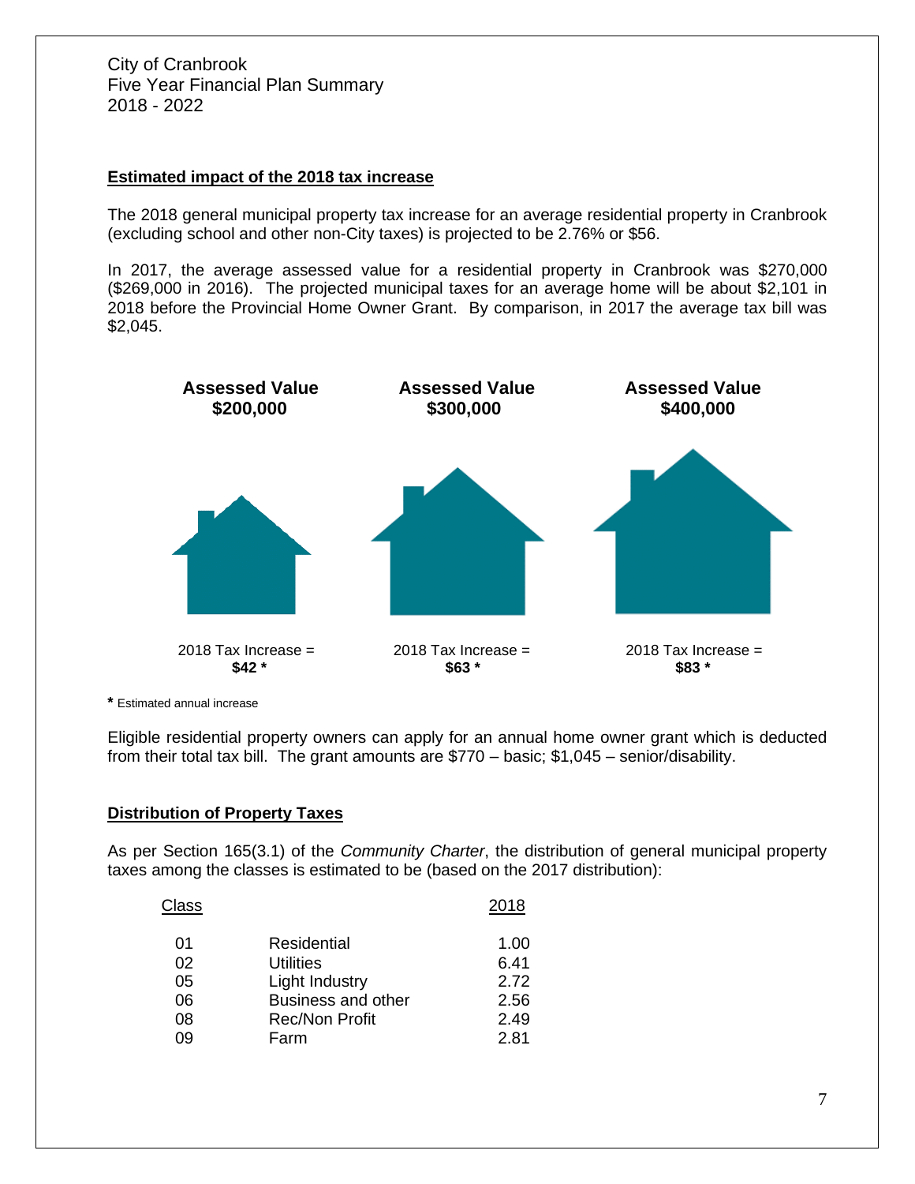City of Cranbrook
Five Year Financial Plan Summary
2018 - 2022

## Estimated impact of the 2018 tax increase

The 2018 general municipal property tax increase for an average residential property in Cranbrook (excluding school and other non-City taxes) is projected to be 2.76% or $56.

In 2017, the average assessed value for a residential property in Cranbrook was $270,000 ($269,000 in 2016). The projected municipal taxes for an average home will be about $2,101 in 2018 before the Provincial Home Owner Grant. By comparison, in 2017 the average tax bill was $2,045.

| Assessed Value | Assessed Value | Assessed Value |
|---|---|---|
| **$200,000** | **$300,000** | **$400,000** |
| 2018 Tax Increase = **$42 *** | 2018 Tax Increase = **$63 *** | 2018 Tax Increase = **$83 *** |

**\*** Estimated annual increase

Eligible residential property owners can apply for an annual home owner grant which is deducted from their total tax bill. The grant amounts are $770 – basic; $1,045 – senior/disability.

## Distribution of Property Taxes

As per Section 165(3.1) of the *Community Charter*, the distribution of general municipal property taxes among the classes is estimated to be (based on the 2017 distribution):

| Class | | 2018 |
|---|---|---|
| 01 | Residential | 1.00 |
| 02 | Utilities | 6.41 |
| 05 | Light Industry | 2.72 |
| 06 | Business and other | 2.56 |
| 08 | Rec/Non Profit | 2.49 |
| 09 | Farm | 2.81 |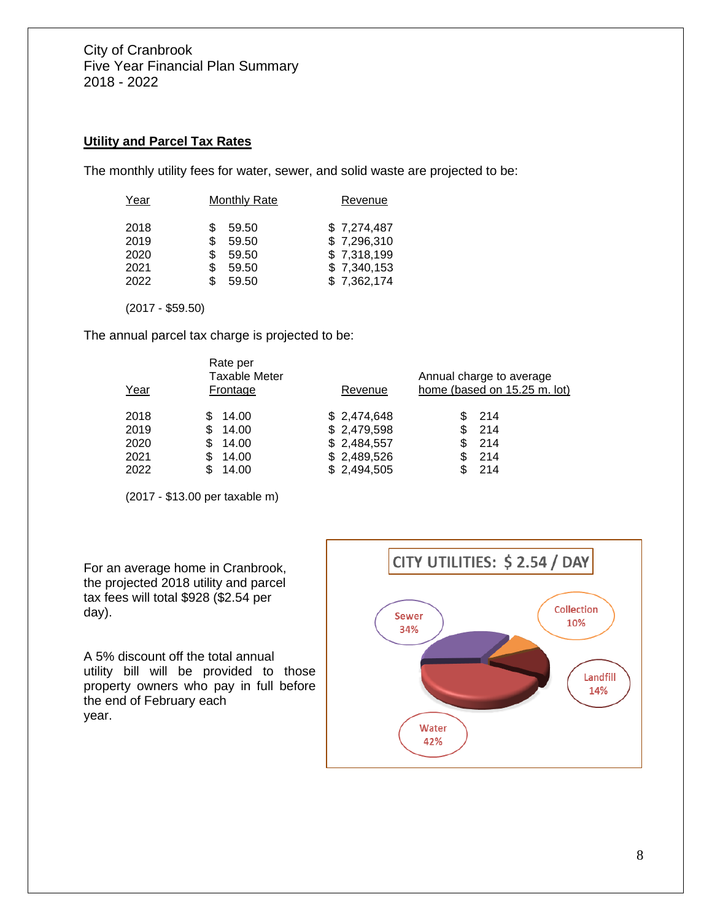City of Cranbrook
Five Year Financial Plan Summary
2018 - 2022

## Utility and Parcel Tax Rates

The monthly utility fees for water, sewer, and solid waste are projected to be:

| Year | Monthly Rate | Revenue |
|---|---|---|
| 2018 | $ 59.50 | $ 7,274,487 |
| 2019 | $ 59.50 | $ 7,296,310 |
| 2020 | $ 59.50 | $ 7,318,199 |
| 2021 | $ 59.50 | $ 7,340,153 |
| 2022 | $ 59.50 | $ 7,362,174 |

(2017 - $59.50)

The annual parcel tax charge is projected to be:

| Year | Rate per Taxable Meter Frontage | Revenue | Annual charge to average home (based on 15.25 m. lot) |
|---|---|---|---|
| 2018 | $ 14.00 | $ 2,474,648 | $ 214 |
| 2019 | $ 14.00 | $ 2,479,598 | $ 214 |
| 2020 | $ 14.00 | $ 2,484,557 | $ 214 |
| 2021 | $ 14.00 | $ 2,489,526 | $ 214 |
| 2022 | $ 14.00 | $ 2,494,505 | $ 214 |

(2017 - $13.00 per taxable m)

For an average home in Cranbrook, the projected 2018 utility and parcel tax fees will total $928 ($2.54 per day).

A 5% discount off the total annual utility bill will be provided to those property owners who pay in full before the end of February each year.

CITY UTILITIES: $ 2.54 / DAY

Sewer 34%
Collection 10%
Landfill 14%
Water 42%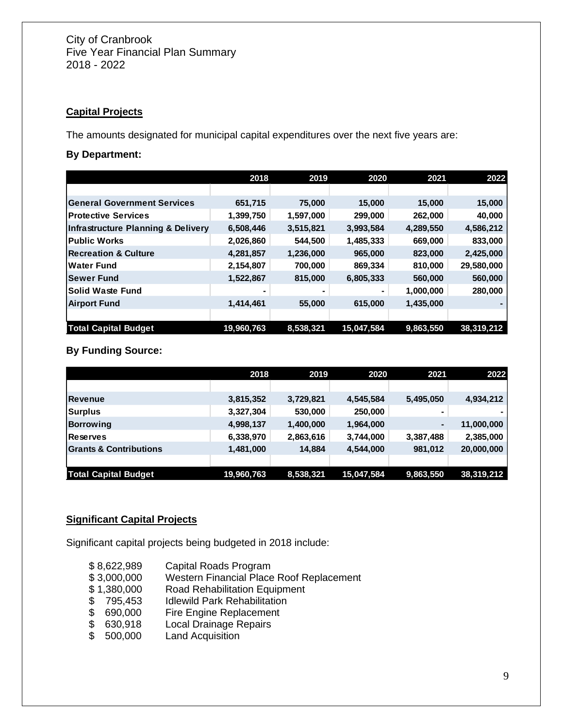City of Cranbrook
Five Year Financial Plan Summary
2018 - 2022

## Capital Projects

The amounts designated for municipal capital expenditures over the next five years are:

**By Department:**

| | 2018 | 2019 | 2020 | 2021 | 2022 |
|---|---|---|---|---|---|
| General Government Services | 651,715 | 75,000 | 15,000 | 15,000 | 15,000 |
| Protective Services | 1,399,750 | 1,597,000 | 299,000 | 262,000 | 40,000 |
| Infrastructure Planning & Delivery | 6,508,446 | 3,515,821 | 3,993,584 | 4,289,550 | 4,586,212 |
| Public Works | 2,026,860 | 544,500 | 1,485,333 | 669,000 | 833,000 |
| Recreation & Culture | 4,281,857 | 1,236,000 | 965,000 | 823,000 | 2,425,000 |
| Water Fund | 2,154,807 | 700,000 | 869,334 | 810,000 | 29,580,000 |
| Sewer Fund | 1,522,867 | 815,000 | 6,805,333 | 560,000 | 560,000 |
| Solid Waste Fund | - | - | - | 1,000,000 | 280,000 |
| Airport Fund | 1,414,461 | 55,000 | 615,000 | 1,435,000 | - |
| **Total Capital Budget** | **19,960,763** | **8,538,321** | **15,047,584** | **9,863,550** | **38,319,212** |

**By Funding Source:**

| | 2018 | 2019 | 2020 | 2021 | 2022 |
|---|---|---|---|---|---|
| Revenue | 3,815,352 | 3,729,821 | 4,545,584 | 5,495,050 | 4,934,212 |
| Surplus | 3,327,304 | 530,000 | 250,000 | - | - |
| Borrowing | 4,998,137 | 1,400,000 | 1,964,000 | - | 11,000,000 |
| Reserves | 6,338,970 | 2,863,616 | 3,744,000 | 3,387,488 | 2,385,000 |
| Grants & Contributions | 1,481,000 | 14,884 | 4,544,000 | 981,012 | 20,000,000 |
| **Total Capital Budget** | **19,960,763** | **8,538,321** | **15,047,584** | **9,863,550** | **38,319,212** |

## Significant Capital Projects

Significant capital projects being budgeted in 2018 include:

- $ 8,622,989 Capital Roads Program
- $ 3,000,000 Western Financial Place Roof Replacement
- $ 1,380,000 Road Rehabilitation Equipment
- $ 795,453 Idlewild Park Rehabilitation
- $ 690,000 Fire Engine Replacement
- $ 630,918 Local Drainage Repairs
- $ 500,000 Land Acquisition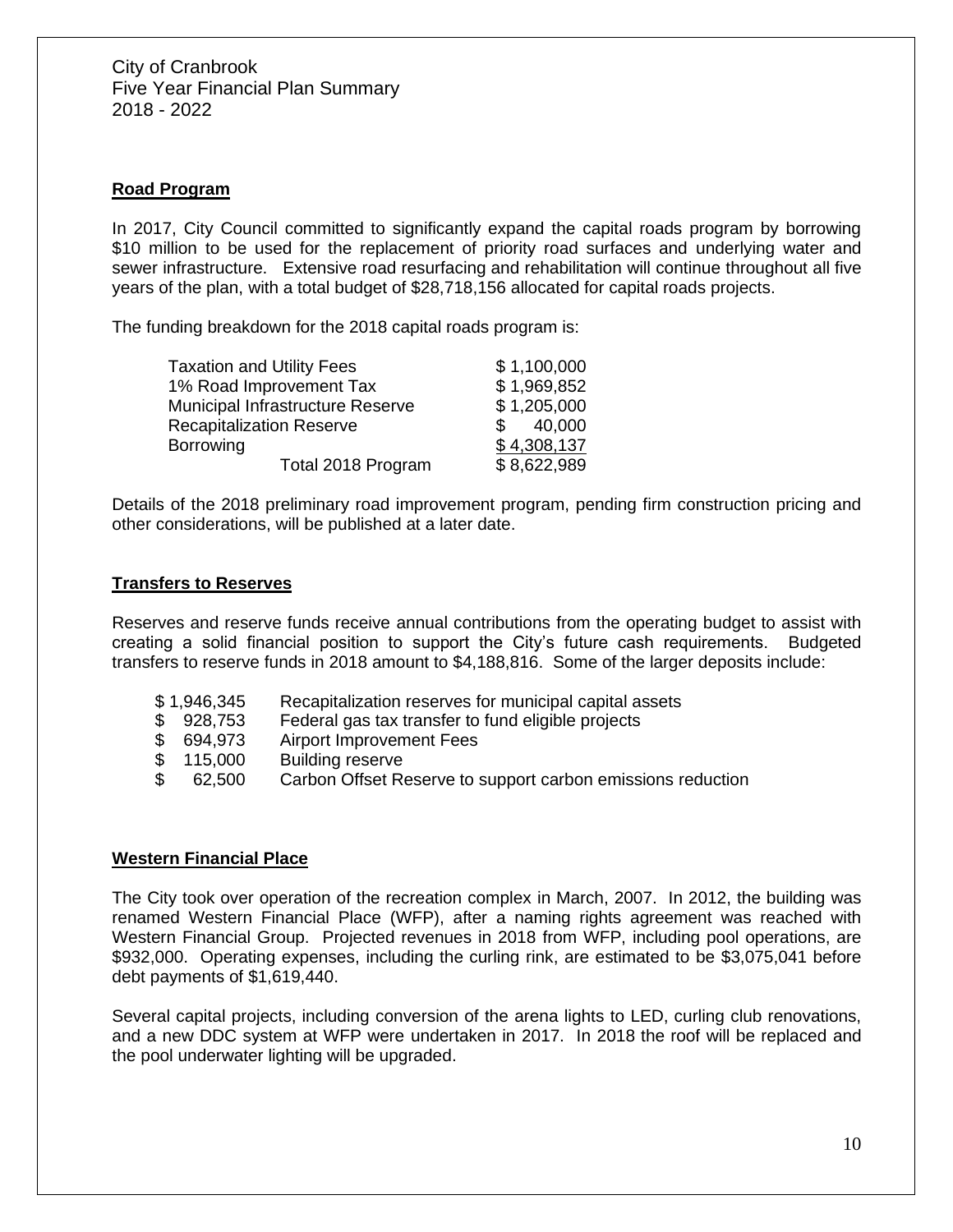City of Cranbrook
Five Year Financial Plan Summary
2018 - 2022

## Road Program

In 2017, City Council committed to significantly expand the capital roads program by borrowing $10 million to be used for the replacement of priority road surfaces and underlying water and sewer infrastructure. Extensive road resurfacing and rehabilitation will continue throughout all five years of the plan, with a total budget of $28,718,156 allocated for capital roads projects.

The funding breakdown for the 2018 capital roads program is:

| | |
|---|---|
| Taxation and Utility Fees | $ 1,100,000 |
| 1% Road Improvement Tax | $ 1,969,852 |
| Municipal Infrastructure Reserve | $ 1,205,000 |
| Recapitalization Reserve | $ 40,000 |
| Borrowing | $ 4,308,137 |
| Total 2018 Program | $ 8,622,989 |

Details of the 2018 preliminary road improvement program, pending firm construction pricing and other considerations, will be published at a later date.

## Transfers to Reserves

Reserves and reserve funds receive annual contributions from the operating budget to assist with creating a solid financial position to support the City's future cash requirements. Budgeted transfers to reserve funds in 2018 amount to $4,188,816. Some of the larger deposits include:

| | |
|---|---|
| $ 1,946,345 | Recapitalization reserves for municipal capital assets |
| $ 928,753 | Federal gas tax transfer to fund eligible projects |
| $ 694,973 | Airport Improvement Fees |
| $ 115,000 | Building reserve |
| $ 62,500 | Carbon Offset Reserve to support carbon emissions reduction |

## Western Financial Place

The City took over operation of the recreation complex in March, 2007. In 2012, the building was renamed Western Financial Place (WFP), after a naming rights agreement was reached with Western Financial Group. Projected revenues in 2018 from WFP, including pool operations, are $932,000. Operating expenses, including the curling rink, are estimated to be $3,075,041 before debt payments of $1,619,440.

Several capital projects, including conversion of the arena lights to LED, curling club renovations, and a new DDC system at WFP were undertaken in 2017. In 2018 the roof will be replaced and the pool underwater lighting will be upgraded.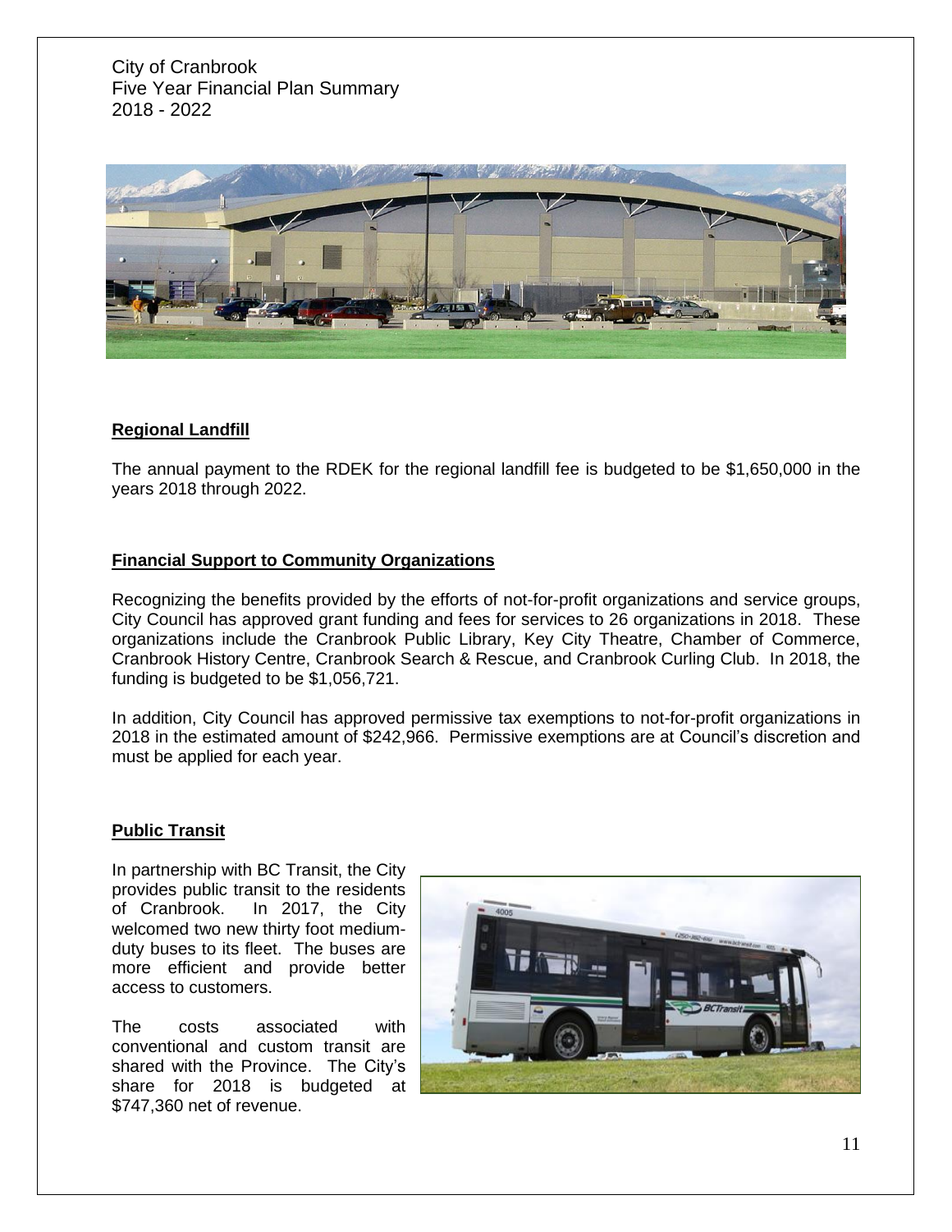City of Cranbrook
Five Year Financial Plan Summary
2018 - 2022

## Regional Landfill

The annual payment to the RDEK for the regional landfill fee is budgeted to be $1,650,000 in the years 2018 through 2022.

## Financial Support to Community Organizations

Recognizing the benefits provided by the efforts of not-for-profit organizations and service groups, City Council has approved grant funding and fees for services to 26 organizations in 2018. These organizations include the Cranbrook Public Library, Key City Theatre, Chamber of Commerce, Cranbrook History Centre, Cranbrook Search & Rescue, and Cranbrook Curling Club. In 2018, the funding is budgeted to be $1,056,721.

In addition, City Council has approved permissive tax exemptions to not-for-profit organizations in 2018 in the estimated amount of $242,966. Permissive exemptions are at Council's discretion and must be applied for each year.

## Public Transit

In partnership with BC Transit, the City provides public transit to the residents of Cranbrook. In 2017, the City welcomed two new thirty foot medium-duty buses to its fleet. The buses are more efficient and provide better access to customers.

The costs associated with conventional and custom transit are shared with the Province. The City's share for 2018 is budgeted at $747,360 net of revenue.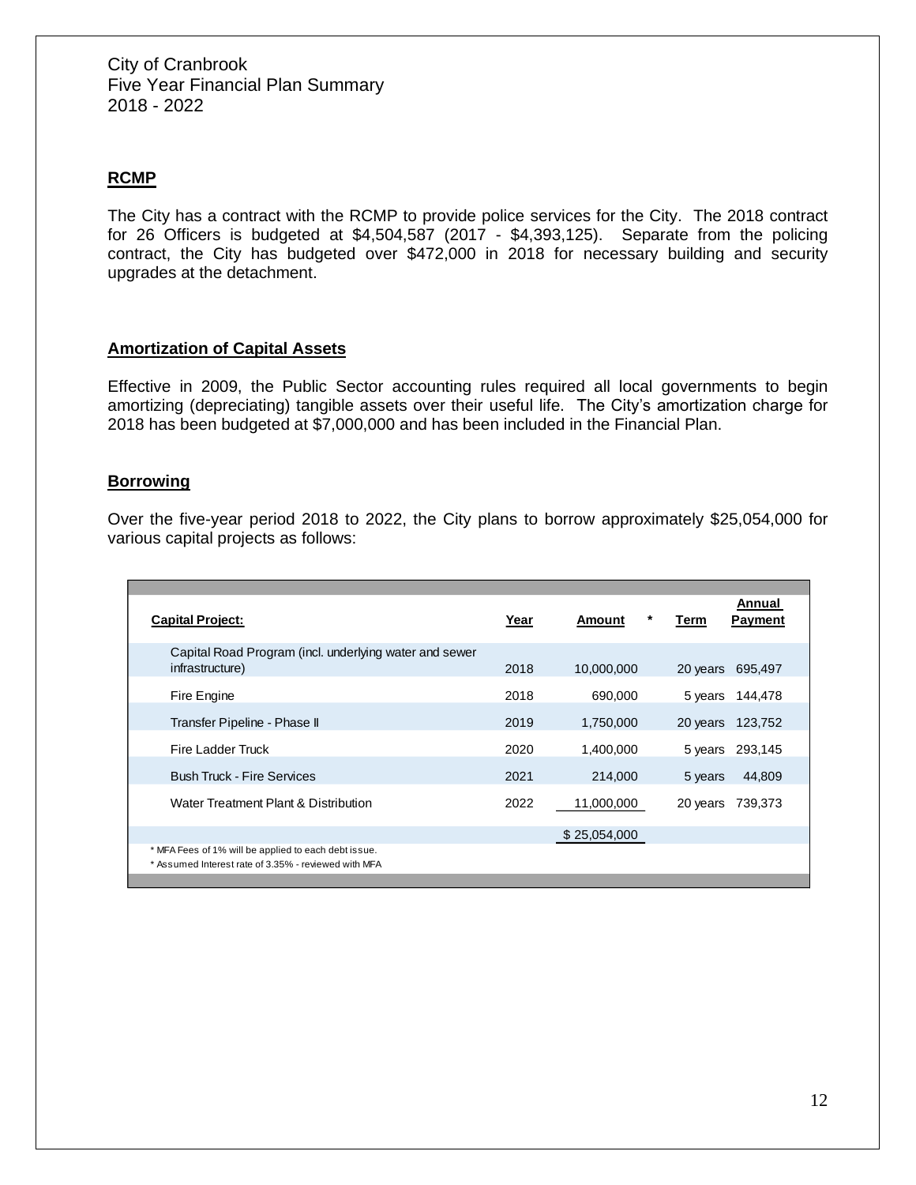City of Cranbrook
Five Year Financial Plan Summary
2018 - 2022

## RCMP

The City has a contract with the RCMP to provide police services for the City. The 2018 contract for 26 Officers is budgeted at $4,504,587 (2017 - $4,393,125). Separate from the policing contract, the City has budgeted over $472,000 in 2018 for necessary building and security upgrades at the detachment.

## Amortization of Capital Assets

Effective in 2009, the Public Sector accounting rules required all local governments to begin amortizing (depreciating) tangible assets over their useful life. The City's amortization charge for 2018 has been budgeted at $7,000,000 and has been included in the Financial Plan.

## Borrowing

Over the five-year period 2018 to 2022, the City plans to borrow approximately $25,054,000 for various capital projects as follows:

| Capital Project: | Year | Amount * | Term | Annual Payment |
|---|---|---|---|---|
| Capital Road Program (incl. underlying water and sewer infrastructure) | 2018 | 10,000,000 | 20 years | 695,497 |
| Fire Engine | 2018 | 690,000 | 5 years | 144,478 |
| Transfer Pipeline - Phase II | 2019 | 1,750,000 | 20 years | 123,752 |
| Fire Ladder Truck | 2020 | 1,400,000 | 5 years | 293,145 |
| Bush Truck - Fire Services | 2021 | 214,000 | 5 years | 44,809 |
| Water Treatment Plant & Distribution | 2022 | 11,000,000 | 20 years | 739,373 |
| | | $ 25,054,000 | | |

* MFA Fees of 1% will be applied to each debt issue.
* Assumed Interest rate of 3.35% - reviewed with MFA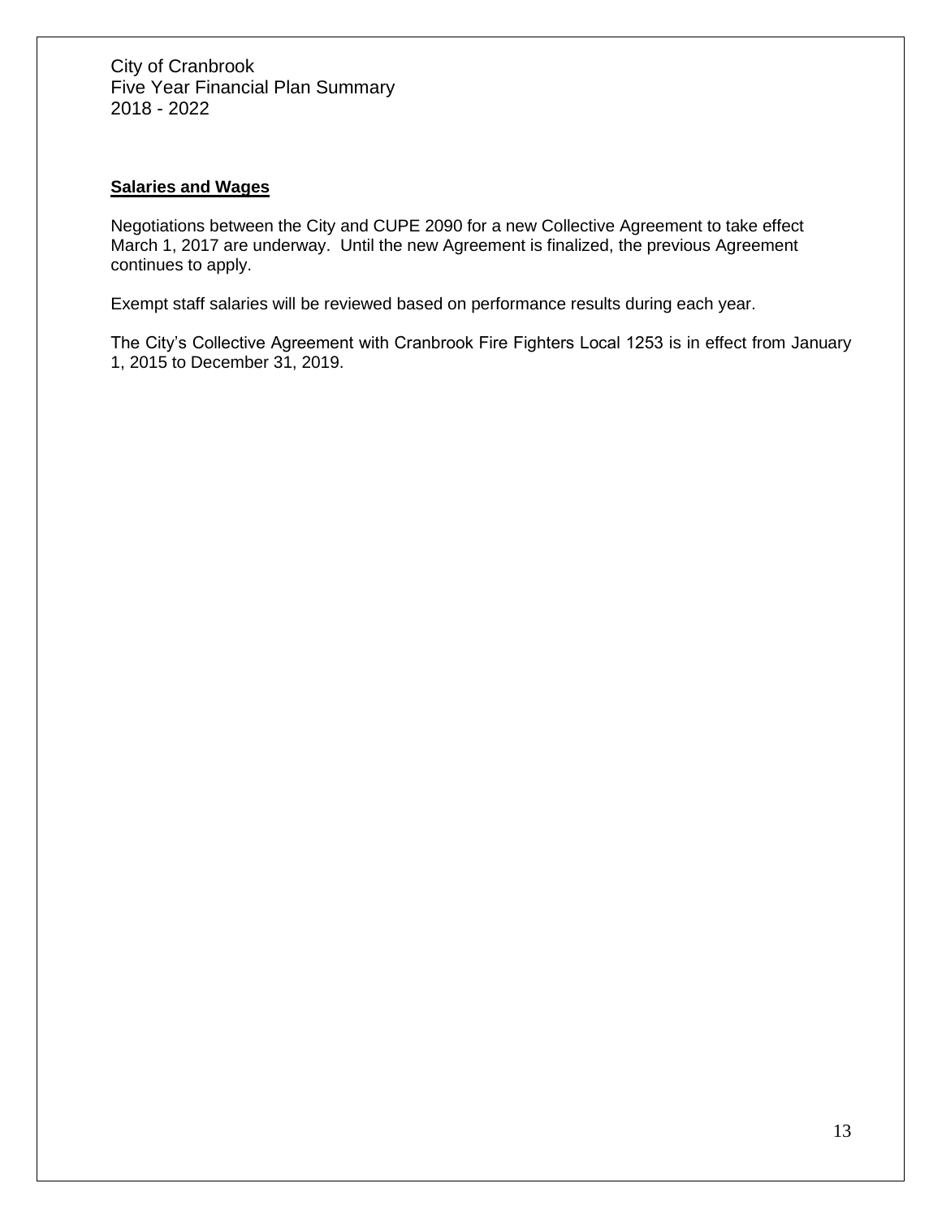City of Cranbrook
Five Year Financial Plan Summary
2018 - 2022

## Salaries and Wages

Negotiations between the City and CUPE 2090 for a new Collective Agreement to take effect March 1, 2017 are underway. Until the new Agreement is finalized, the previous Agreement continues to apply.

Exempt staff salaries will be reviewed based on performance results during each year.

The City's Collective Agreement with Cranbrook Fire Fighters Local 1253 is in effect from January 1, 2015 to December 31, 2019.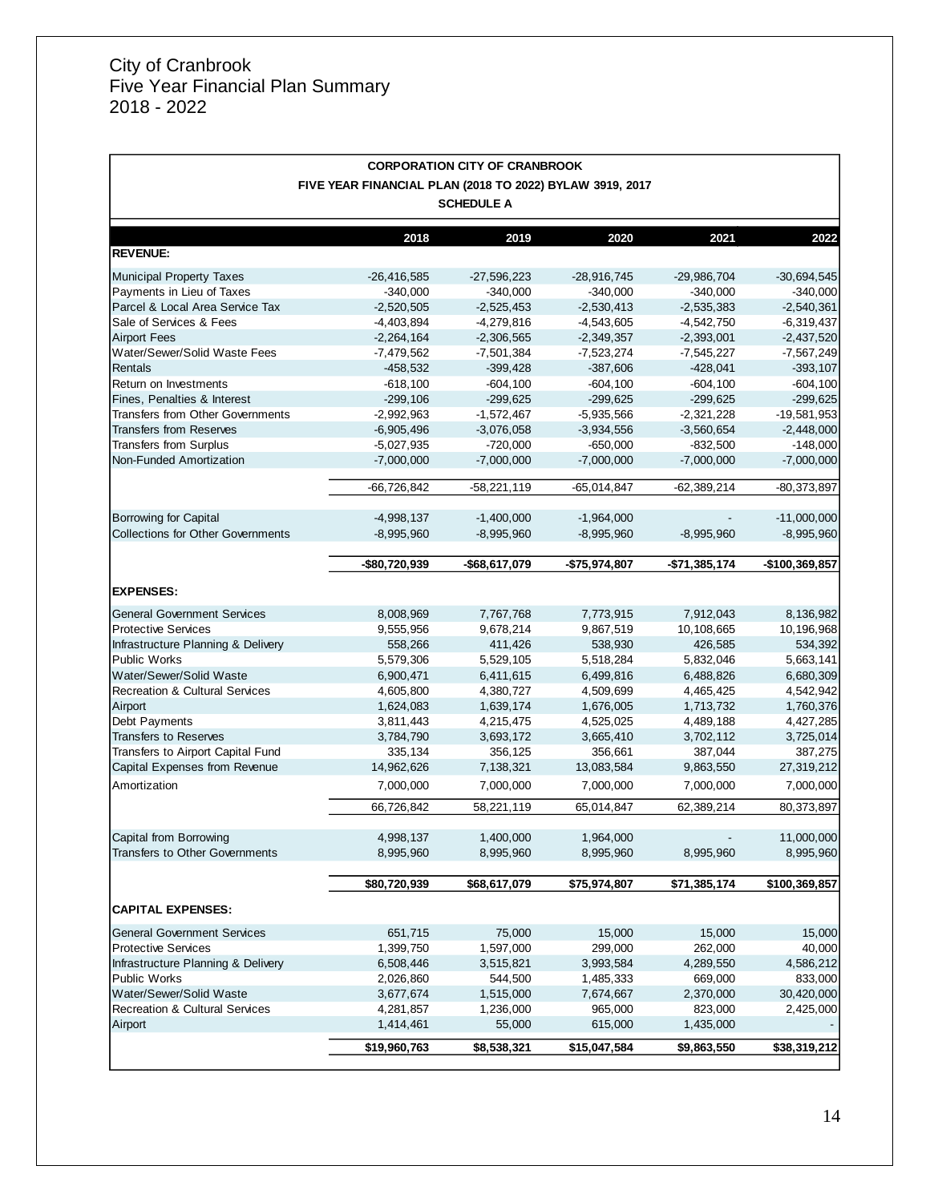# City of Cranbrook
## Five Year Financial Plan Summary
## 2018 - 2022

**CORPORATION CITY OF CRANBROOK**
**FIVE YEAR FINANCIAL PLAN (2018 TO 2022) BYLAW 3919, 2017**
**SCHEDULE A**

| | 2018 | 2019 | 2020 | 2021 | 2022 |
|---|---|---|---|---|---|
| **REVENUE:** | | | | | |
| Municipal Property Taxes | -26,416,585 | -27,596,223 | -28,916,745 | -29,986,704 | -30,694,545 |
| Payments in Lieu of Taxes | -340,000 | -340,000 | -340,000 | -340,000 | -340,000 |
| Parcel & Local Area Service Tax | -2,520,505 | -2,525,453 | -2,530,413 | -2,535,383 | -2,540,361 |
| Sale of Services & Fees | -4,403,894 | -4,279,816 | -4,543,605 | -4,542,750 | -6,319,437 |
| Airport Fees | -2,264,164 | -2,306,565 | -2,349,357 | -2,393,001 | -2,437,520 |
| Water/Sewer/Solid Waste Fees | -7,479,562 | -7,501,384 | -7,523,274 | -7,545,227 | -7,567,249 |
| Rentals | -458,532 | -399,428 | -387,606 | -428,041 | -393,107 |
| Return on Investments | -618,100 | -604,100 | -604,100 | -604,100 | -604,100 |
| Fines, Penalties & Interest | -299,106 | -299,625 | -299,625 | -299,625 | -299,625 |
| Transfers from Other Governments | -2,992,963 | -1,572,467 | -5,935,566 | -2,321,228 | -19,581,953 |
| Transfers from Reserves | -6,905,496 | -3,076,058 | -3,934,556 | -3,560,654 | -2,448,000 |
| Transfers from Surplus | -5,027,935 | -720,000 | -650,000 | -832,500 | -148,000 |
| Non-Funded Amortization | -7,000,000 | -7,000,000 | -7,000,000 | -7,000,000 | -7,000,000 |
| | -66,726,842 | -58,221,119 | -65,014,847 | -62,389,214 | -80,373,897 |
| Borrowing for Capital | -4,998,137 | -1,400,000 | -1,964,000 | - | -11,000,000 |
| Collections for Other Governments | -8,995,960 | -8,995,960 | -8,995,960 | -8,995,960 | -8,995,960 |
| | **-$80,720,939** | **-$68,617,079** | **-$75,974,807** | **-$71,385,174** | **-$100,369,857** |
| **EXPENSES:** | | | | | |
| General Government Services | 8,008,969 | 7,767,768 | 7,773,915 | 7,912,043 | 8,136,982 |
| Protective Services | 9,555,956 | 9,678,214 | 9,867,519 | 10,108,665 | 10,196,968 |
| Infrastructure Planning & Delivery | 558,266 | 411,426 | 538,930 | 426,585 | 534,392 |
| Public Works | 5,579,306 | 5,529,105 | 5,518,284 | 5,832,046 | 5,663,141 |
| Water/Sewer/Solid Waste | 6,900,471 | 6,411,615 | 6,499,816 | 6,488,826 | 6,680,309 |
| Recreation & Cultural Services | 4,605,800 | 4,380,727 | 4,509,699 | 4,465,425 | 4,542,942 |
| Airport | 1,624,083 | 1,639,174 | 1,676,005 | 1,713,732 | 1,760,376 |
| Debt Payments | 3,811,443 | 4,215,475 | 4,525,025 | 4,489,188 | 4,427,285 |
| Transfers to Reserves | 3,784,790 | 3,693,172 | 3,665,410 | 3,702,112 | 3,725,014 |
| Transfers to Airport Capital Fund | 335,134 | 356,125 | 356,661 | 387,044 | 387,275 |
| Capital Expenses from Revenue | 14,962,626 | 7,138,321 | 13,083,584 | 9,863,550 | 27,319,212 |
| Amortization | 7,000,000 | 7,000,000 | 7,000,000 | 7,000,000 | 7,000,000 |
| | 66,726,842 | 58,221,119 | 65,014,847 | 62,389,214 | 80,373,897 |
| Capital from Borrowing | 4,998,137 | 1,400,000 | 1,964,000 | - | 11,000,000 |
| Transfers to Other Governments | 8,995,960 | 8,995,960 | 8,995,960 | 8,995,960 | 8,995,960 |
| | **$80,720,939** | **$68,617,079** | **$75,974,807** | **$71,385,174** | **$100,369,857** |
| **CAPITAL EXPENSES:** | | | | | |
| General Government Services | 651,715 | 75,000 | 15,000 | 15,000 | 15,000 |
| Protective Services | 1,399,750 | 1,597,000 | 299,000 | 262,000 | 40,000 |
| Infrastructure Planning & Delivery | 6,508,446 | 3,515,821 | 3,993,584 | 4,289,550 | 4,586,212 |
| Public Works | 2,026,860 | 544,500 | 1,485,333 | 669,000 | 833,000 |
| Water/Sewer/Solid Waste | 3,677,674 | 1,515,000 | 7,674,667 | 2,370,000 | 30,420,000 |
| Recreation & Cultural Services | 4,281,857 | 1,236,000 | 965,000 | 823,000 | 2,425,000 |
| Airport | 1,414,461 | 55,000 | 615,000 | 1,435,000 | - |
| | **$19,960,763** | **$8,538,321** | **$15,047,584** | **$9,863,550** | **$38,319,212** |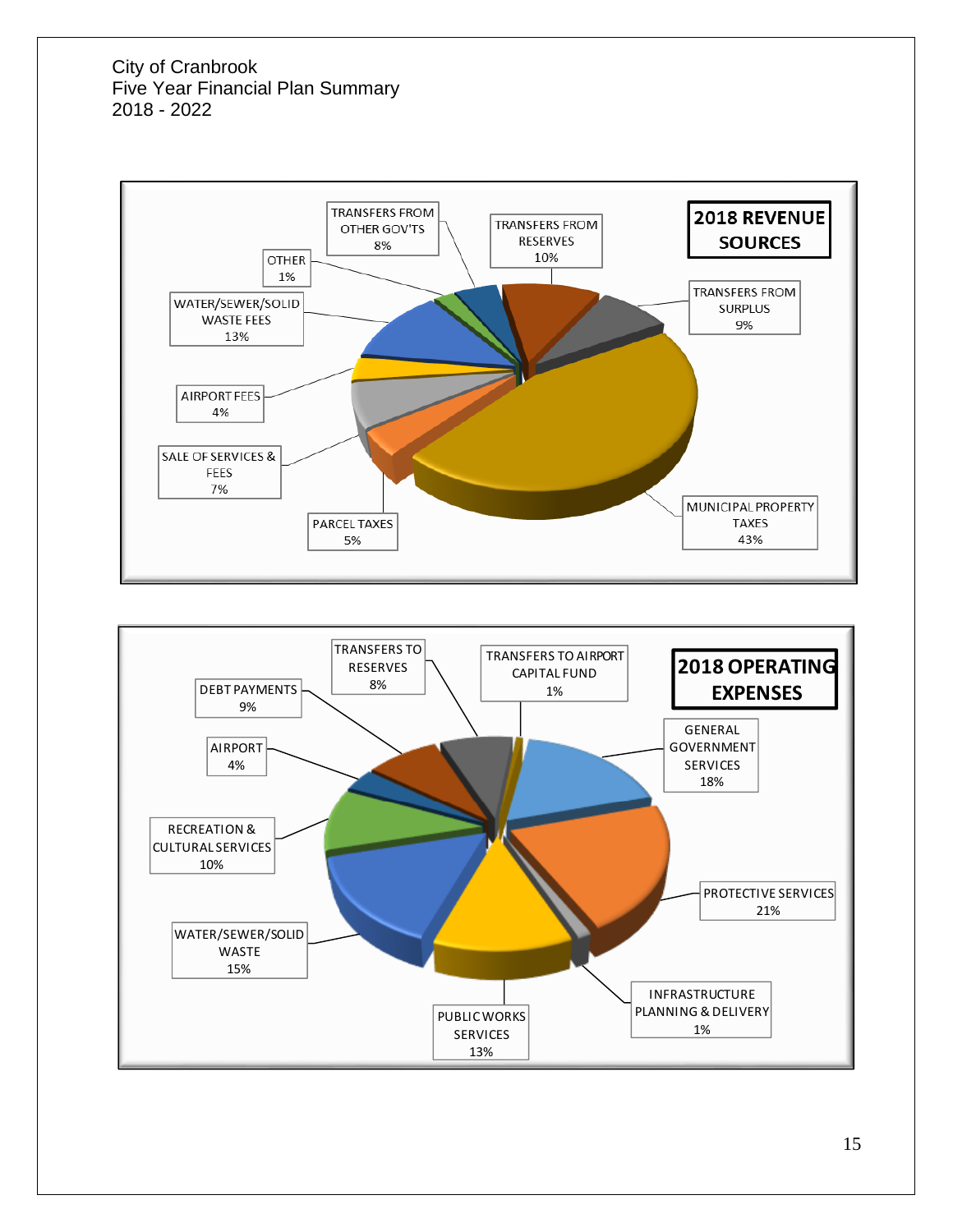City of Cranbrook
Five Year Financial Plan Summary
2018 - 2022

**2018 REVENUE SOURCES**

TRANSFERS FROM OTHER GOV'TS 8%

TRANSFERS FROM RESERVES 10%

OTHER 1%

TRANSFERS FROM SURPLUS 9%

WATER/SEWER/SOLID WASTE FEES 13%

AIRPORT FEES 4%

SALE OF SERVICES & FEES 7%

PARCEL TAXES 5%

MUNICIPAL PROPERTY TAXES 43%

**2018 OPERATING EXPENSES**

TRANSFERS TO RESERVES 8%

TRANSFERS TO AIRPORT CAPITAL FUND 1%

DEBT PAYMENTS 9%

GENERAL GOVERNMENT SERVICES 18%

AIRPORT 4%

RECREATION & CULTURAL SERVICES 10%

PROTECTIVE SERVICES 21%

WATER/SEWER/SOLID WASTE 15%

INFRASTRUCTURE PLANNING & DELIVERY 1%

PUBLIC WORKS SERVICES 13%